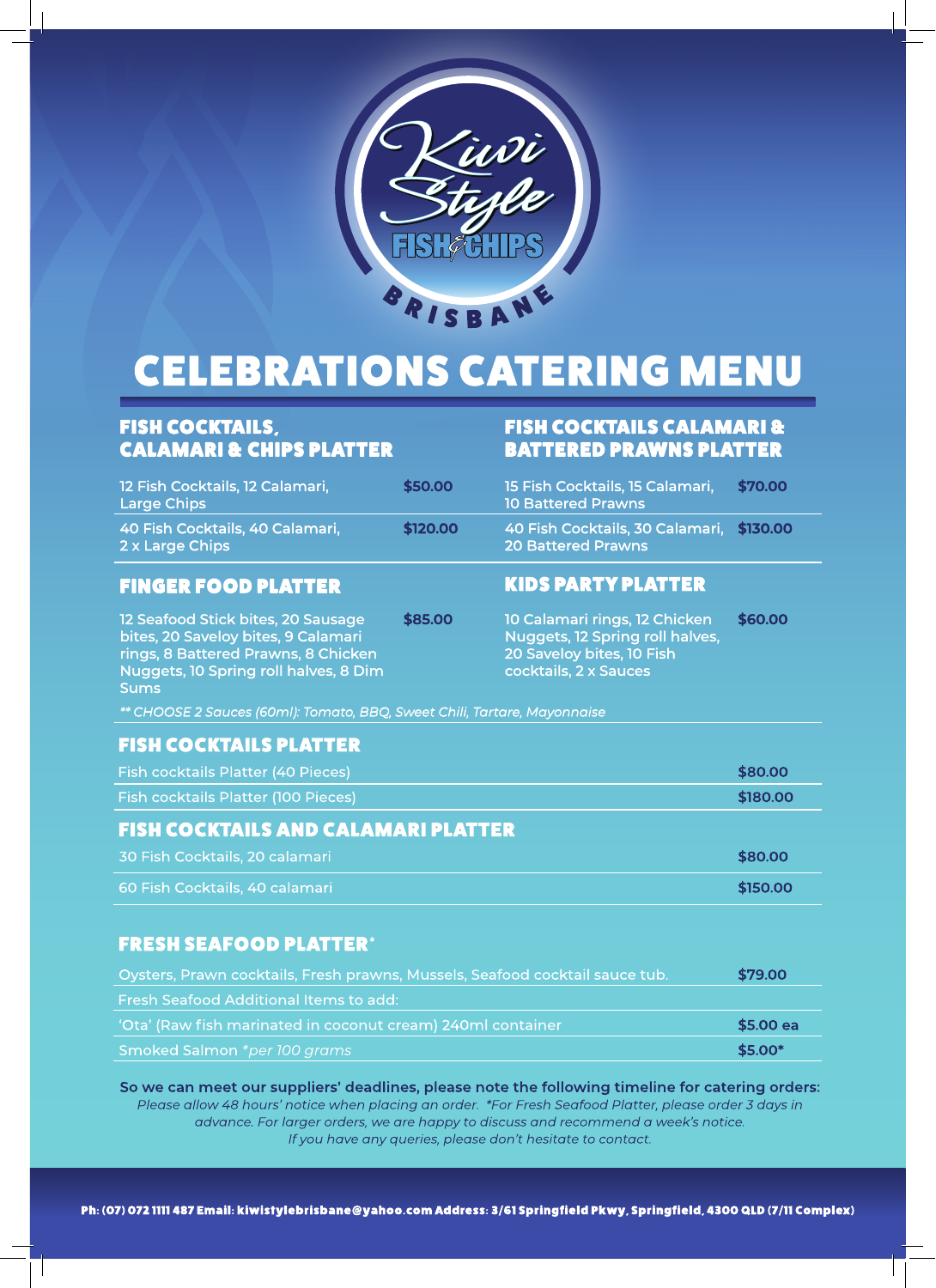Kiwi Style Fish & Chips Brisbane

# CELEBRATIONS CATERING MENU

## FISH COCKTAILS, CALAMARI & CHIPS PLATTER

| Item | Price |
|---|---|
| 12 Fish Cocktails, 12 Calamari, Large Chips | $50.00 |
| 40 Fish Cocktails, 40 Calamari, 2 x Large Chips | $120.00 |

## FISH COCKTAILS CALAMARI & BATTERED PRAWNS PLATTER

| Item | Price |
|---|---|
| 15 Fish Cocktails, 15 Calamari, 10 Battered Prawns | $70.00 |
| 40 Fish Cocktails, 30 Calamari, 20 Battered Prawns | $130.00 |

## FINGER FOOD PLATTER

| Item | Price |
|---|---|
| 12 Seafood Stick bites, 20 Sausage bites, 20 Saveloy bites, 9 Calamari rings, 8 Battered Prawns, 8 Chicken Nuggets, 10 Spring roll halves, 8 Dim Sums | $85.00 |

## KIDS PARTY PLATTER

| Item | Price |
|---|---|
| 10 Calamari rings, 12 Chicken Nuggets, 12 Spring roll halves, 20 Saveloy bites, 10 Fish cocktails, 2 x Sauces | $60.00 |

*** CHOOSE 2 Sauces (60ml): Tomato, BBQ, Sweet Chili, Tartare, Mayonnaise*

## FISH COCKTAILS PLATTER

| Item | Price |
|---|---|
| Fish cocktails Platter (40 Pieces) | $80.00 |
| Fish cocktails Platter (100 Pieces) | $180.00 |

## FISH COCKTAILS AND CALAMARI PLATTER

| Item | Price |
|---|---|
| 30 Fish Cocktails, 20 calamari | $80.00 |
| 60 Fish Cocktails, 40 calamari | $150.00 |

## FRESH SEAFOOD PLATTER*

| Item | Price |
|---|---|
| Oysters, Prawn cocktails, Fresh prawns, Mussels, Seafood cocktail sauce tub. | $79.00 |
| Fresh Seafood Additional Items to add: | |
| 'Ota' (Raw fish marinated in coconut cream) 240ml container | $5.00 ea |
| Smoked Salmon *\*per 100 grams* | $5.00* |

**So we can meet our suppliers' deadlines, please note the following timeline for catering orders:**

*Please allow 48 hours' notice when placing an order. \*For Fresh Seafood Platter, please order 3 days in advance. For larger orders, we are happy to discuss and recommend a week's notice. If you have any queries, please don't hesitate to contact.*

**Ph: (07) 072 1111 487 Email: kiwistylebrisbane@yahoo.com Address: 3/61 Springfield Pkwy, Springfield, 4300 QLD (7/11 Complex)**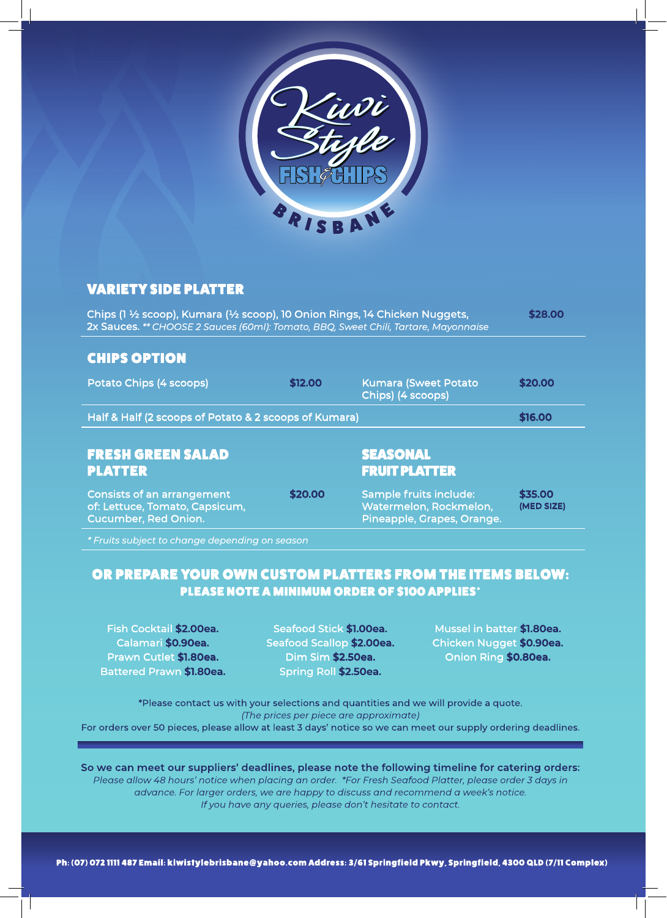Kiwi Style FISH & CHIPS BRISBANE

## VARIETY SIDE PLATTER

| | |
|---|---|
| Chips (1 ½ scoop), Kumara (½ scoop), 10 Onion Rings, 14 Chicken Nuggets, 2x Sauces. *** CHOOSE 2 Sauces (60ml): Tomato, BBQ, Sweet Chili, Tartare, Mayonnaise* | **$28.00** |

## CHIPS OPTION

| | | | |
|---|---|---|---|
| Potato Chips (4 scoops) | **$12.00** | Kumara (Sweet Potato Chips) (4 scoops) | **$20.00** |
| Half & Half (2 scoops of Potato & 2 scoops of Kumara) | | | **$16.00** |

## FRESH GREEN SALAD PLATTER

| | |
|---|---|
| Consists of an arrangement of: Lettuce, Tomato, Capsicum, Cucumber, Red Onion. | **$20.00** |

## SEASONAL FRUIT PLATTER

| | |
|---|---|
| Sample fruits include: Watermelon, Rockmelon, Pineapple, Grapes, Orange. | **$35.00 (MED SIZE)** |

*\* Fruits subject to change depending on season*

## OR PREPARE YOUR OWN CUSTOM PLATTERS FROM THE ITEMS BELOW:

### PLEASE NOTE A MINIMUM ORDER OF $100 APPLIES*

Fish Cocktail **$2.00ea.**
Calamari **$0.90ea.**
Prawn Cutlet **$1.80ea.**
Battered Prawn **$1.80ea.**

Seafood Stick **$1.00ea.**
Seafood Scallop **$2.00ea.**
Dim Sim **$2.50ea.**
Spring Roll **$2.50ea.**

Mussel in batter **$1.80ea.**
Chicken Nugget **$0.90ea.**
Onion Ring **$0.80ea.**

*Please contact us with your selections and quantities and we will provide a quote.
*(The prices per piece are approximate)*
For orders over 50 pieces, please allow at least 3 days' notice so we can meet our supply ordering deadlines.

**So we can meet our suppliers' deadlines, please note the following timeline for catering orders:**
*Please allow 48 hours' notice when placing an order. \*For Fresh Seafood Platter, please order 3 days in advance. For larger orders, we are happy to discuss and recommend a week's notice. If you have any queries, please don't hesitate to contact.*

**Ph: (07) 072 1111 487 Email: kiwistylebrisbane@yahoo.com Address: 3/61 Springfield Pkwy, Springfield, 4300 QLD (7/11 Complex)**